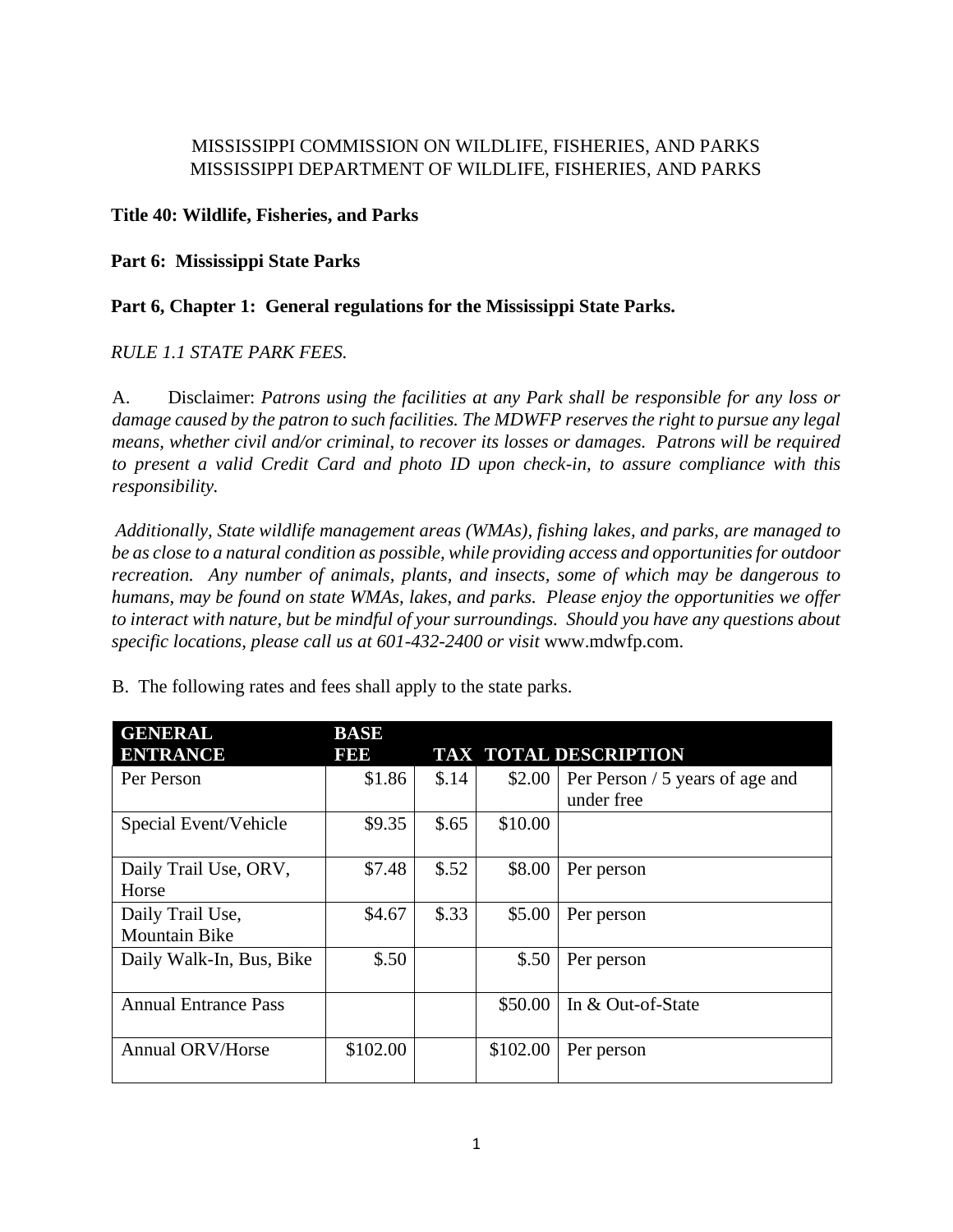MISSISSIPPI COMMISSION ON WILDLIFE, FISHERIES, AND PARKS
MISSISSIPPI DEPARTMENT OF WILDLIFE, FISHERIES, AND PARKS

**Title 40: Wildlife, Fisheries, and Parks**

**Part 6: Mississippi State Parks**

**Part 6, Chapter 1: General regulations for the Mississippi State Parks.**

*RULE 1.1 STATE PARK FEES.*

A. Disclaimer: *Patrons using the facilities at any Park shall be responsible for any loss or damage caused by the patron to such facilities. The MDWFP reserves the right to pursue any legal means, whether civil and/or criminal, to recover its losses or damages. Patrons will be required to present a valid Credit Card and photo ID upon check-in, to assure compliance with this responsibility.*

*Additionally, State wildlife management areas (WMAs), fishing lakes, and parks, are managed to be as close to a natural condition as possible, while providing access and opportunities for outdoor recreation. Any number of animals, plants, and insects, some of which may be dangerous to humans, may be found on state WMAs, lakes, and parks. Please enjoy the opportunities we offer to interact with nature, but be mindful of your surroundings. Should you have any questions about specific locations, please call us at 601-432-2400 or visit* www.mdwfp.com.

B. The following rates and fees shall apply to the state parks.

| GENERAL ENTRANCE | BASE FEE | TAX | TOTAL | DESCRIPTION |
|---|---|---|---|---|
| Per Person | $1.86 | $.14 | $2.00 | Per Person / 5 years of age and under free |
| Special Event/Vehicle | $9.35 | $.65 | $10.00 | |
| Daily Trail Use, ORV, Horse | $7.48 | $.52 | $8.00 | Per person |
| Daily Trail Use, Mountain Bike | $4.67 | $.33 | $5.00 | Per person |
| Daily Walk-In, Bus, Bike | $.50 | | $.50 | Per person |
| Annual Entrance Pass | | | $50.00 | In & Out-of-State |
| Annual ORV/Horse | $102.00 | | $102.00 | Per person |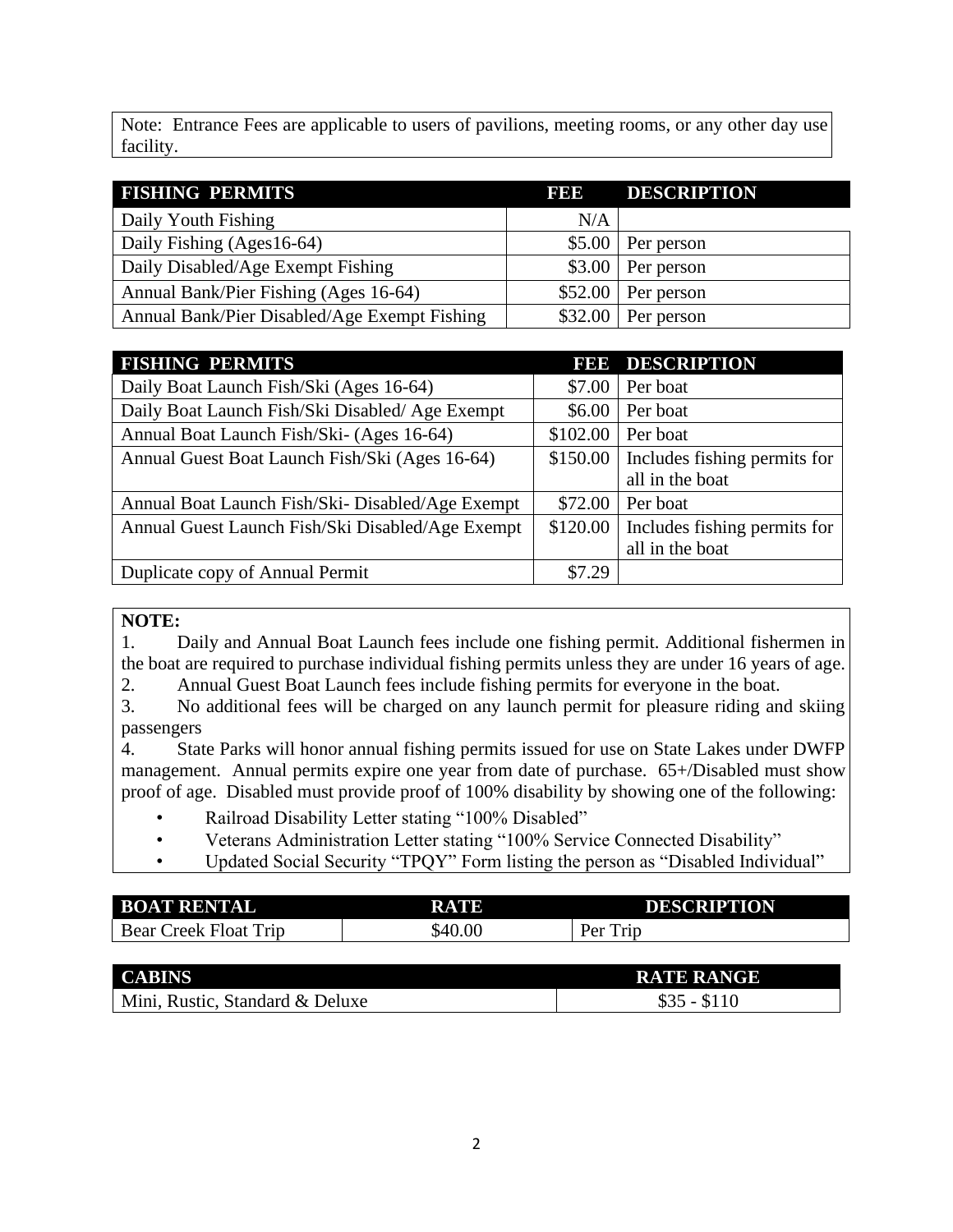Note: Entrance Fees are applicable to users of pavilions, meeting rooms, or any other day use facility.

| FISHING PERMITS | FEE | DESCRIPTION |
|---|---|---|
| Daily Youth Fishing | N/A | |
| Daily Fishing (Ages16-64) | $5.00 | Per person |
| Daily Disabled/Age Exempt Fishing | $3.00 | Per person |
| Annual Bank/Pier Fishing (Ages 16-64) | $52.00 | Per person |
| Annual Bank/Pier Disabled/Age Exempt Fishing | $32.00 | Per person |

| FISHING PERMITS | FEE | DESCRIPTION |
|---|---|---|
| Daily Boat Launch Fish/Ski (Ages 16-64) | $7.00 | Per boat |
| Daily Boat Launch Fish/Ski Disabled/ Age Exempt | $6.00 | Per boat |
| Annual Boat Launch Fish/Ski- (Ages 16-64) | $102.00 | Per boat |
| Annual Guest Boat Launch Fish/Ski (Ages 16-64) | $150.00 | Includes fishing permits for all in the boat |
| Annual Boat Launch Fish/Ski- Disabled/Age Exempt | $72.00 | Per boat |
| Annual Guest Launch Fish/Ski Disabled/Age Exempt | $120.00 | Includes fishing permits for all in the boat |
| Duplicate copy of Annual Permit | $7.29 | |

**NOTE:**

1. Daily and Annual Boat Launch fees include one fishing permit. Additional fishermen in the boat are required to purchase individual fishing permits unless they are under 16 years of age.
2. Annual Guest Boat Launch fees include fishing permits for everyone in the boat.
3. No additional fees will be charged on any launch permit for pleasure riding and skiing passengers
4. State Parks will honor annual fishing permits issued for use on State Lakes under DWFP management. Annual permits expire one year from date of purchase. 65+/Disabled must show proof of age. Disabled must provide proof of 100% disability by showing one of the following:
   - Railroad Disability Letter stating "100% Disabled"
   - Veterans Administration Letter stating "100% Service Connected Disability"
   - Updated Social Security "TPQY" Form listing the person as "Disabled Individual"

| BOAT RENTAL | RATE | DESCRIPTION |
|---|---|---|
| Bear Creek Float Trip | $40.00 | Per Trip |

| CABINS | RATE RANGE |
|---|---|
| Mini, Rustic, Standard & Deluxe | $35 - $110 |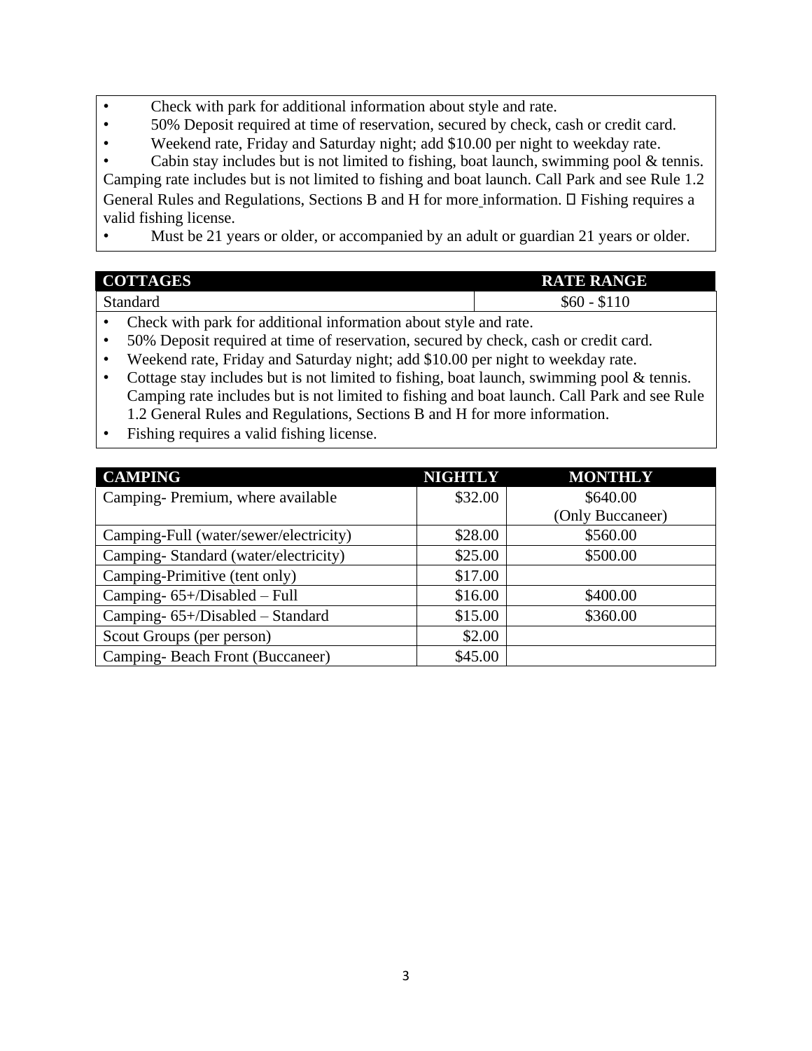- Check with park for additional information about style and rate.
- 50% Deposit required at time of reservation, secured by check, cash or credit card.
- Weekend rate, Friday and Saturday night; add $10.00 per night to weekday rate.
- Cabin stay includes but is not limited to fishing, boat launch, swimming pool & tennis. Camping rate includes but is not limited to fishing and boat launch. Call Park and see Rule 1.2 General Rules and Regulations, Sections B and H for more information.  Fishing requires a valid fishing license.
- Must be 21 years or older, or accompanied by an adult or guardian 21 years or older.

| COTTAGES | RATE RANGE |
|---|---|
| Standard | $60 - $110 |

- Check with park for additional information about style and rate.
- 50% Deposit required at time of reservation, secured by check, cash or credit card.
- Weekend rate, Friday and Saturday night; add $10.00 per night to weekday rate.
- Cottage stay includes but is not limited to fishing, boat launch, swimming pool & tennis. Camping rate includes but is not limited to fishing and boat launch. Call Park and see Rule 1.2 General Rules and Regulations, Sections B and H for more information.
- Fishing requires a valid fishing license.

| CAMPING | NIGHTLY | MONTHLY |
|---|---|---|
| Camping- Premium, where available | $32.00 | $640.00 (Only Buccaneer) |
| Camping-Full (water/sewer/electricity) | $28.00 | $560.00 |
| Camping- Standard (water/electricity) | $25.00 | $500.00 |
| Camping-Primitive (tent only) | $17.00 | |
| Camping- 65+/Disabled – Full | $16.00 | $400.00 |
| Camping- 65+/Disabled – Standard | $15.00 | $360.00 |
| Scout Groups (per person) | $2.00 | |
| Camping- Beach Front (Buccaneer) | $45.00 | |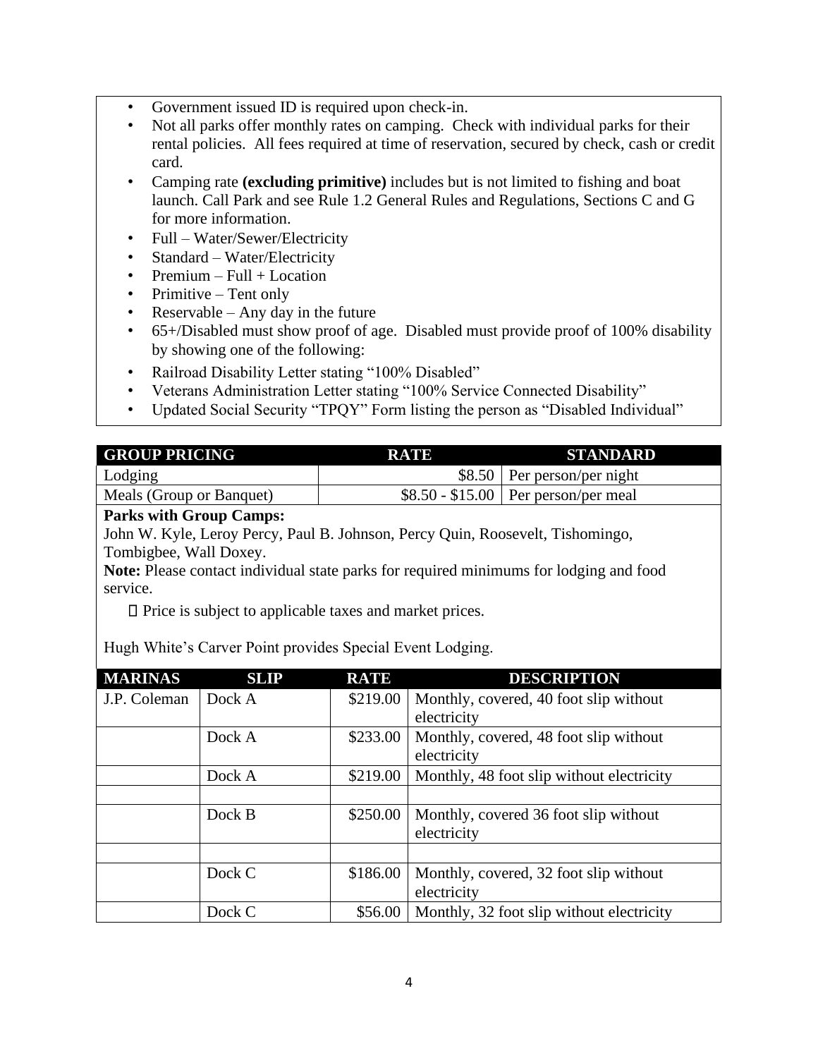- Government issued ID is required upon check-in.
- Not all parks offer monthly rates on camping. Check with individual parks for their rental policies. All fees required at time of reservation, secured by check, cash or credit card.
- Camping rate **(excluding primitive)** includes but is not limited to fishing and boat launch. Call Park and see Rule 1.2 General Rules and Regulations, Sections C and G for more information.
- Full – Water/Sewer/Electricity
- Standard – Water/Electricity
- Premium – Full + Location
- Primitive – Tent only
- Reservable – Any day in the future
- 65+/Disabled must show proof of age. Disabled must provide proof of 100% disability by showing one of the following:
- Railroad Disability Letter stating "100% Disabled"
- Veterans Administration Letter stating "100% Service Connected Disability"
- Updated Social Security "TPQY" Form listing the person as "Disabled Individual"

| GROUP PRICING | RATE | STANDARD |
|---|---|---|
| Lodging | $8.50 | Per person/per night |
| Meals (Group or Banquet) | $8.50 - $15.00 | Per person/per meal |

**Parks with Group Camps:**
John W. Kyle, Leroy Percy, Paul B. Johnson, Percy Quin, Roosevelt, Tishomingo, Tombigbee, Wall Doxey.

**Note:** Please contact individual state parks for required minimums for lodging and food service.

- Price is subject to applicable taxes and market prices.

Hugh White's Carver Point provides Special Event Lodging.

| MARINAS | SLIP | RATE | DESCRIPTION |
|---|---|---|---|
| J.P. Coleman | Dock A | $219.00 | Monthly, covered, 40 foot slip without electricity |
| | Dock A | $233.00 | Monthly, covered, 48 foot slip without electricity |
| | Dock A | $219.00 | Monthly, 48 foot slip without electricity |
| | | | |
| | Dock B | $250.00 | Monthly, covered 36 foot slip without electricity |
| | | | |
| | Dock C | $186.00 | Monthly, covered, 32 foot slip without electricity |
| | Dock C | $56.00 | Monthly, 32 foot slip without electricity |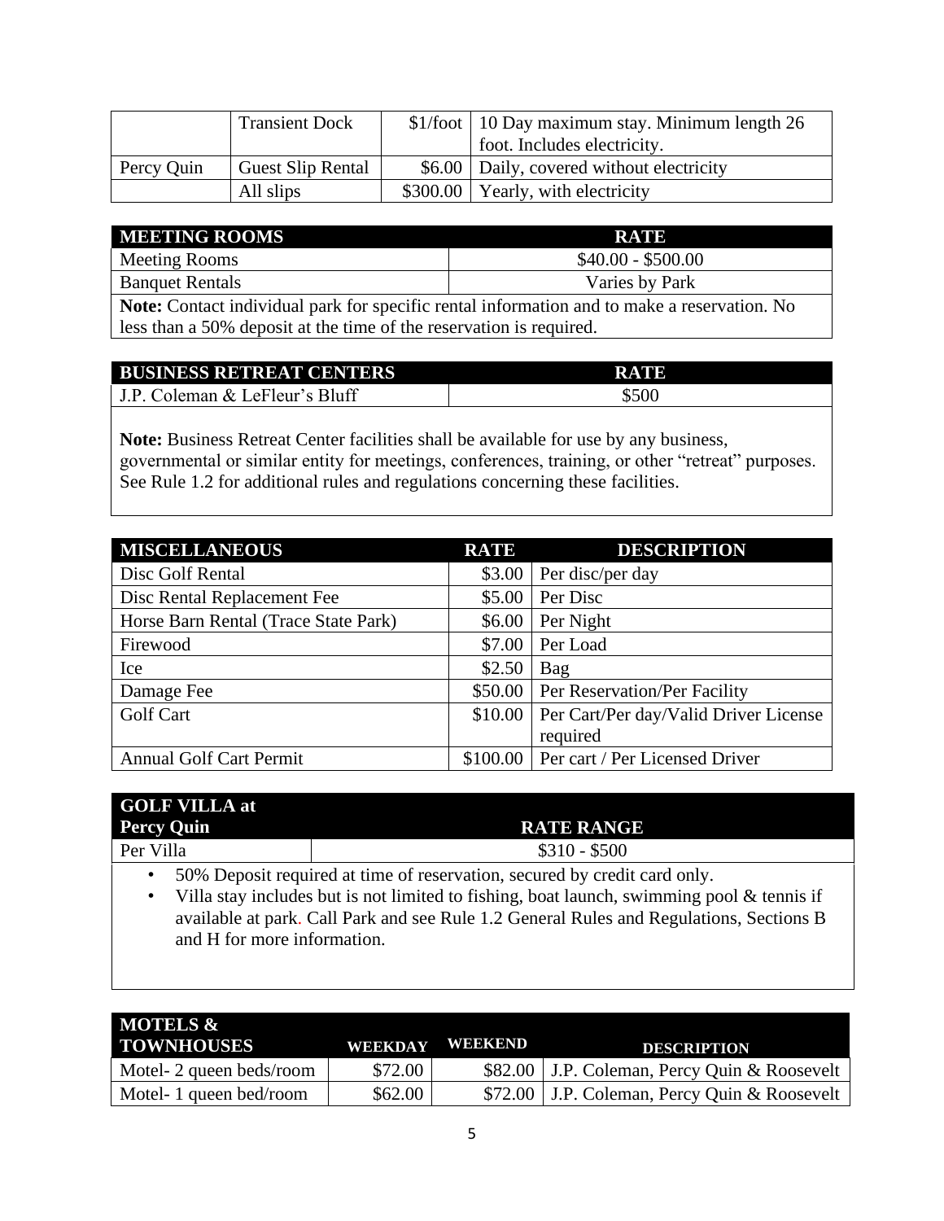| | | | |
|---|---|---|---|
| | Transient Dock | $1/foot | 10 Day maximum stay. Minimum length 26 foot. Includes electricity. |
| Percy Quin | Guest Slip Rental | $6.00 | Daily, covered without electricity |
| | All slips | $300.00 | Yearly, with electricity |

| MEETING ROOMS | RATE |
|---|---|
| Meeting Rooms | $40.00 - $500.00 |
| Banquet Rentals | Varies by Park |

**Note:** Contact individual park for specific rental information and to make a reservation. No less than a 50% deposit at the time of the reservation is required.

| BUSINESS RETREAT CENTERS | RATE |
|---|---|
| J.P. Coleman & LeFleur's Bluff | $500 |

**Note:** Business Retreat Center facilities shall be available for use by any business, governmental or similar entity for meetings, conferences, training, or other "retreat" purposes. See Rule 1.2 for additional rules and regulations concerning these facilities.

| MISCELLANEOUS | RATE | DESCRIPTION |
|---|---|---|
| Disc Golf Rental | $3.00 | Per disc/per day |
| Disc Rental Replacement Fee | $5.00 | Per Disc |
| Horse Barn Rental (Trace State Park) | $6.00 | Per Night |
| Firewood | $7.00 | Per Load |
| Ice | $2.50 | Bag |
| Damage Fee | $50.00 | Per Reservation/Per Facility |
| Golf Cart | $10.00 | Per Cart/Per day/Valid Driver License required |
| Annual Golf Cart Permit | $100.00 | Per cart / Per Licensed Driver |

| GOLF VILLA at Percy Quin | RATE RANGE |
|---|---|
| Per Villa | $310 - $500 |

- 50% Deposit required at time of reservation, secured by credit card only.
- Villa stay includes but is not limited to fishing, boat launch, swimming pool & tennis if available at park. Call Park and see Rule 1.2 General Rules and Regulations, Sections B and H for more information.

| MOTELS & TOWNHOUSES | WEEKDAY | WEEKEND | DESCRIPTION |
|---|---|---|---|
| Motel- 2 queen beds/room | $72.00 | $82.00 | J.P. Coleman, Percy Quin & Roosevelt |
| Motel- 1 queen bed/room | $62.00 | $72.00 | J.P. Coleman, Percy Quin & Roosevelt |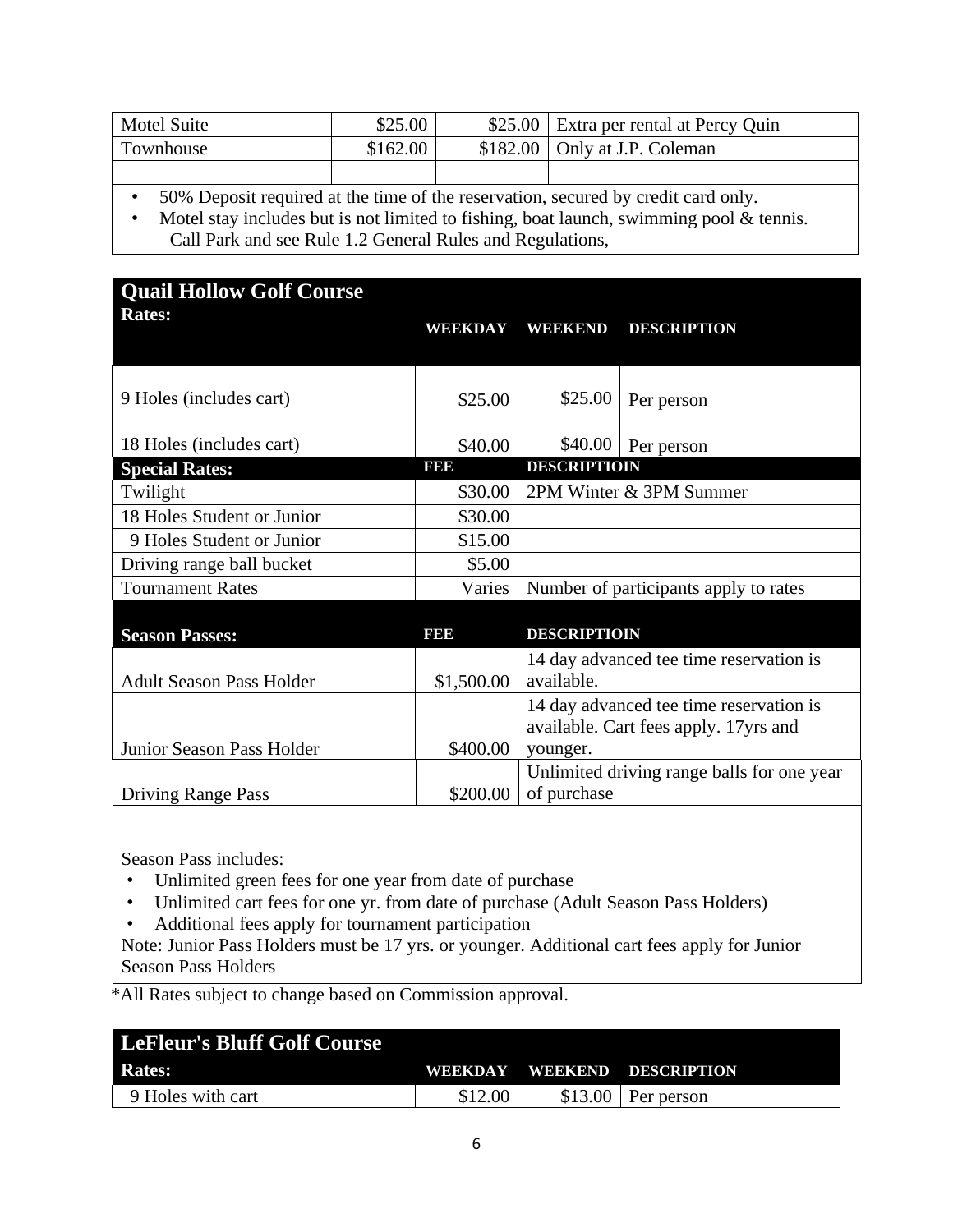| Motel Suite | $25.00 | $25.00 | Extra per rental at Percy Quin |
|---|---|---|---|
| Townhouse | $162.00 | $182.00 | Only at J.P. Coleman |
| | | | |

- 50% Deposit required at the time of the reservation, secured by credit card only.
- Motel stay includes but is not limited to fishing, boat launch, swimming pool & tennis. Call Park and see Rule 1.2 General Rules and Regulations,

## Quail Hollow Golf Course

| Rates: | WEEKDAY | WEEKEND | DESCRIPTION |
|---|---|---|---|
| 9 Holes (includes cart) | $25.00 | $25.00 | Per person |
| 18 Holes (includes cart) | $40.00 | $40.00 | Per person |

| Special Rates: | FEE | DESCRIPTIOIN |
|---|---|---|
| Twilight | $30.00 | 2PM Winter & 3PM Summer |
| 18 Holes Student or Junior | $30.00 | |
| 9 Holes Student or Junior | $15.00 | |
| Driving range ball bucket | $5.00 | |
| Tournament Rates | Varies | Number of participants apply to rates |

| Season Passes: | FEE | DESCRIPTIOIN |
|---|---|---|
| Adult Season Pass Holder | $1,500.00 | 14 day advanced tee time reservation is available. |
| Junior Season Pass Holder | $400.00 | 14 day advanced tee time reservation is available. Cart fees apply. 17yrs and younger. |
| Driving Range Pass | $200.00 | Unlimited driving range balls for one year of purchase |

Season Pass includes:

- Unlimited green fees for one year from date of purchase
- Unlimited cart fees for one yr. from date of purchase (Adult Season Pass Holders)
- Additional fees apply for tournament participation

Note: Junior Pass Holders must be 17 yrs. or younger. Additional cart fees apply for Junior Season Pass Holders

*All Rates subject to change based on Commission approval.

## LeFleur's Bluff Golf Course

| Rates: | WEEKDAY | WEEKEND | DESCRIPTION |
|---|---|---|---|
| 9 Holes with cart | $12.00 | $13.00 | Per person |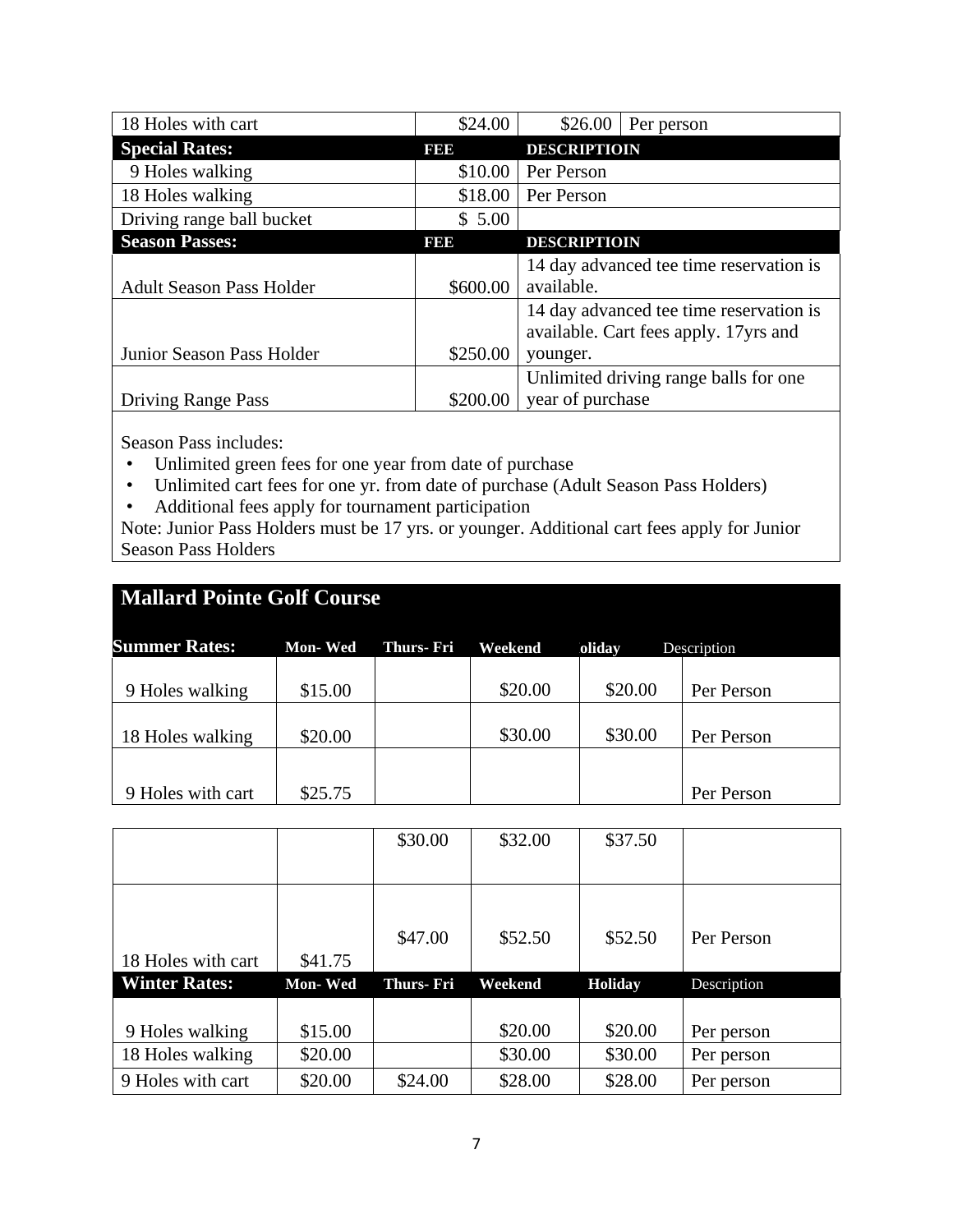| 18 Holes with cart | $24.00 | $26.00 | Per person |
|---|---|---|---|
| **Special Rates:** | **FEE** | **DESCRIPTIOIN** | |
| 9 Holes walking | $10.00 | Per Person | |
| 18 Holes walking | $18.00 | Per Person | |
| Driving range ball bucket | $ 5.00 | | |
| **Season Passes:** | **FEE** | **DESCRIPTIOIN** | |
| Adult Season Pass Holder | $600.00 | 14 day advanced tee time reservation is available. | |
| Junior Season Pass Holder | $250.00 | 14 day advanced tee time reservation is available. Cart fees apply. 17yrs and younger. | |
| Driving Range Pass | $200.00 | Unlimited driving range balls for one year of purchase | |

Season Pass includes:

- Unlimited green fees for one year from date of purchase
- Unlimited cart fees for one yr. from date of purchase (Adult Season Pass Holders)
- Additional fees apply for tournament participation

Note: Junior Pass Holders must be 17 yrs. or younger. Additional cart fees apply for Junior Season Pass Holders

## Mallard Pointe Golf Course

| **Summer Rates:** | **Mon- Wed** | **Thurs- Fri** | **Weekend** | **oliday** | Description |
|---|---|---|---|---|---|
| 9 Holes walking | $15.00 | | $20.00 | $20.00 | Per Person |
| 18 Holes walking | $20.00 | | $30.00 | $30.00 | Per Person |
| 9 Holes with cart | $25.75 | | | | Per Person |
| | | $30.00 | $32.00 | $37.50 | |
| 18 Holes with cart | $41.75 | $47.00 | $52.50 | $52.50 | Per Person |
| **Winter Rates:** | **Mon- Wed** | **Thurs- Fri** | **Weekend** | **Holiday** | Description |
| 9 Holes walking | $15.00 | | $20.00 | $20.00 | Per person |
| 18 Holes walking | $20.00 | | $30.00 | $30.00 | Per person |
| 9 Holes with cart | $20.00 | $24.00 | $28.00 | $28.00 | Per person |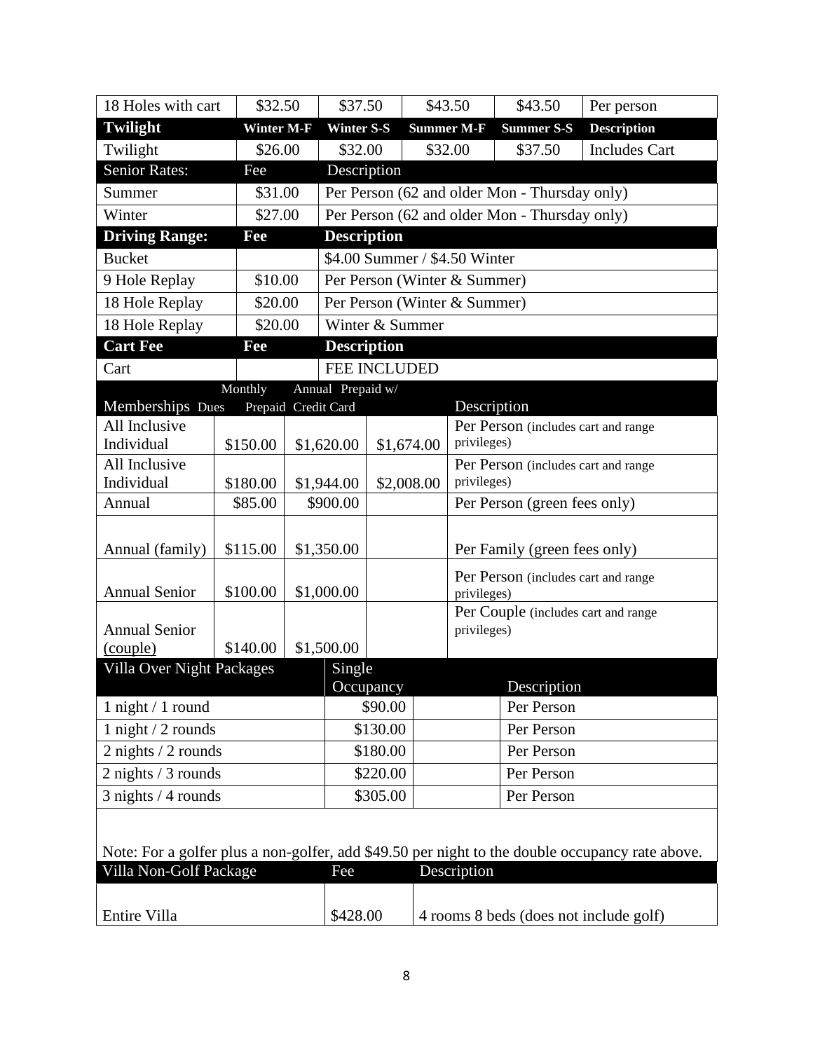| 18 Holes with cart | $32.50 | $37.50 | $43.50 | $43.50 | Per person |
|---|---|---|---|---|---|
| **Twilight** | **Winter M-F** | **Winter S-S** | **Summer M-F** | **Summer S-S** | **Description** |
| Twilight | $26.00 | $32.00 | $32.00 | $37.50 | Includes Cart |

| Senior Rates: | Fee | Description |
|---|---|---|
| Summer | $31.00 | Per Person (62 and older Mon - Thursday only) |
| Winter | $27.00 | Per Person (62 and older Mon - Thursday only) |
| **Driving Range:** | **Fee** | **Description** |
| Bucket | | $4.00 Summer / $4.50 Winter |
| 9 Hole Replay | $10.00 | Per Person (Winter & Summer) |
| 18 Hole Replay | $20.00 | Per Person (Winter & Summer) |
| 18 Hole Replay | $20.00 | Winter & Summer |
| **Cart Fee** | **Fee** | **Description** |
| Cart | | FEE INCLUDED |

| Memberships | Monthly Dues | Annual Prepaid | Prepaid w/ Credit Card | Description |
|---|---|---|---|---|
| All Inclusive Individual | $150.00 | $1,620.00 | $1,674.00 | Per Person (includes cart and range privileges) |
| All Inclusive Individual | $180.00 | $1,944.00 | $2,008.00 | Per Person (includes cart and range privileges) |
| Annual | $85.00 | $900.00 | | Per Person (green fees only) |
| Annual (family) | $115.00 | $1,350.00 | | Per Family (green fees only) |
| Annual Senior | $100.00 | $1,000.00 | | Per Person (includes cart and range privileges) |
| Annual Senior (couple) | $140.00 | $1,500.00 | | Per Couple (includes cart and range privileges) |

| Villa Over Night Packages | Single Occupancy | | Description |
|---|---|---|---|
| 1 night / 1 round | $90.00 | | Per Person |
| 1 night / 2 rounds | $130.00 | | Per Person |
| 2 nights / 2 rounds | $180.00 | | Per Person |
| 2 nights / 3 rounds | $220.00 | | Per Person |
| 3 nights / 4 rounds | $305.00 | | Per Person |

Note: For a golfer plus a non-golfer, add $49.50 per night to the double occupancy rate above.

| Villa Non-Golf Package | Fee | Description |
|---|---|---|
| Entire Villa | $428.00 | 4 rooms 8 beds (does not include golf) |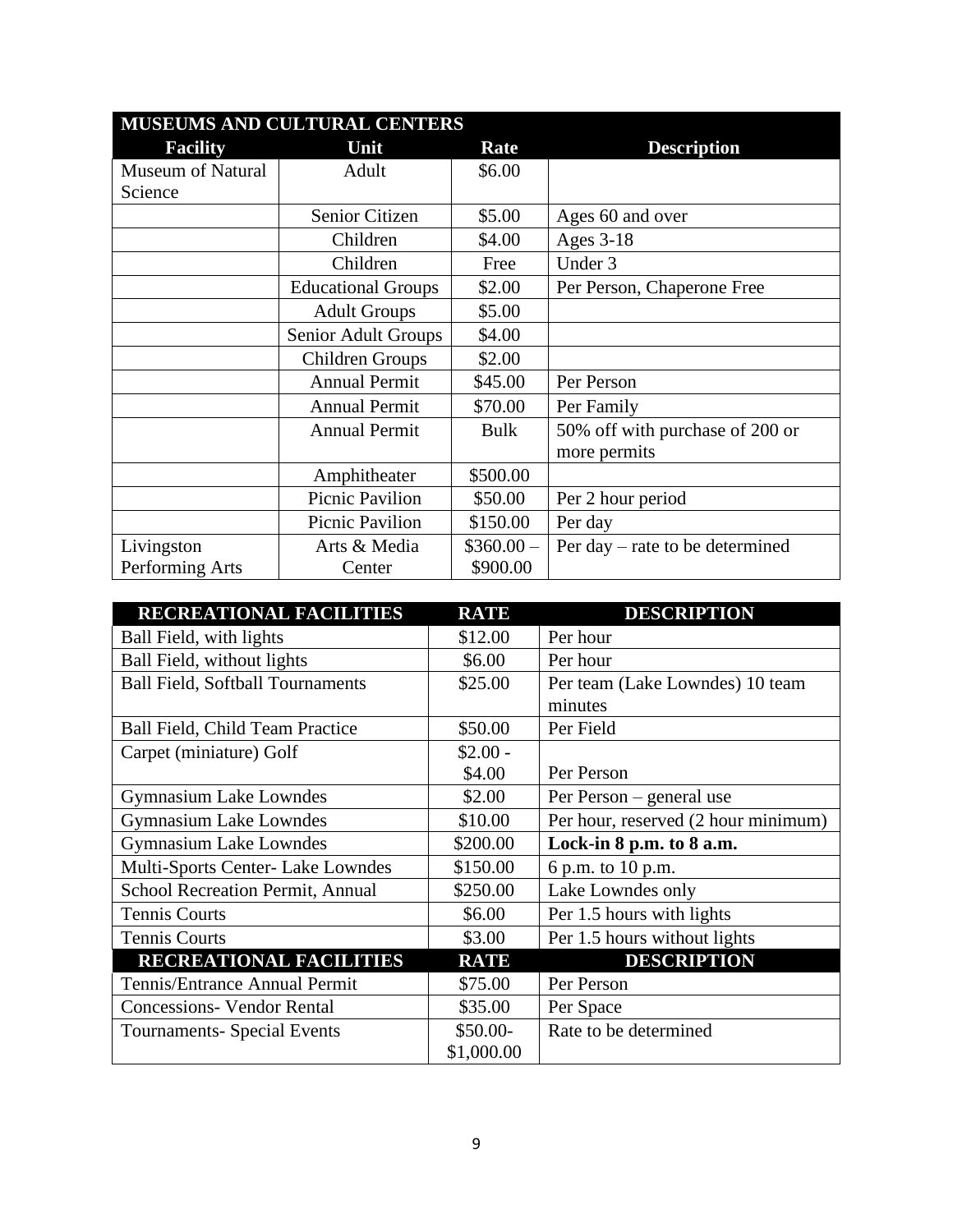| MUSEUMS AND CULTURAL CENTERS | | | |
|---|---|---|---|
| **Facility** | **Unit** | **Rate** | **Description** |
| Museum of Natural Science | Adult | $6.00 | |
| | Senior Citizen | $5.00 | Ages 60 and over |
| | Children | $4.00 | Ages 3-18 |
| | Children | Free | Under 3 |
| | Educational Groups | $2.00 | Per Person, Chaperone Free |
| | Adult Groups | $5.00 | |
| | Senior Adult Groups | $4.00 | |
| | Children Groups | $2.00 | |
| | Annual Permit | $45.00 | Per Person |
| | Annual Permit | $70.00 | Per Family |
| | Annual Permit | Bulk | 50% off with purchase of 200 or more permits |
| | Amphitheater | $500.00 | |
| | Picnic Pavilion | $50.00 | Per 2 hour period |
| | Picnic Pavilion | $150.00 | Per day |
| Livingston Performing Arts | Arts & Media Center | $360.00 – $900.00 | Per day – rate to be determined |

| RECREATIONAL FACILITIES | RATE | DESCRIPTION |
|---|---|---|
| Ball Field, with lights | $12.00 | Per hour |
| Ball Field, without lights | $6.00 | Per hour |
| Ball Field, Softball Tournaments | $25.00 | Per team (Lake Lowndes) 10 team minutes |
| Ball Field, Child Team Practice | $50.00 | Per Field |
| Carpet (miniature) Golf | $2.00 - $4.00 | Per Person |
| Gymnasium Lake Lowndes | $2.00 | Per Person – general use |
| Gymnasium Lake Lowndes | $10.00 | Per hour, reserved (2 hour minimum) |
| Gymnasium Lake Lowndes | $200.00 | **Lock-in 8 p.m. to 8 a.m.** |
| Multi-Sports Center- Lake Lowndes | $150.00 | 6 p.m. to 10 p.m. |
| School Recreation Permit, Annual | $250.00 | Lake Lowndes only |
| Tennis Courts | $6.00 | Per 1.5 hours with lights |
| Tennis Courts | $3.00 | Per 1.5 hours without lights |
| **RECREATIONAL FACILITIES** | **RATE** | **DESCRIPTION** |
| Tennis/Entrance Annual Permit | $75.00 | Per Person |
| Concessions- Vendor Rental | $35.00 | Per Space |
| Tournaments- Special Events | $50.00- $1,000.00 | Rate to be determined |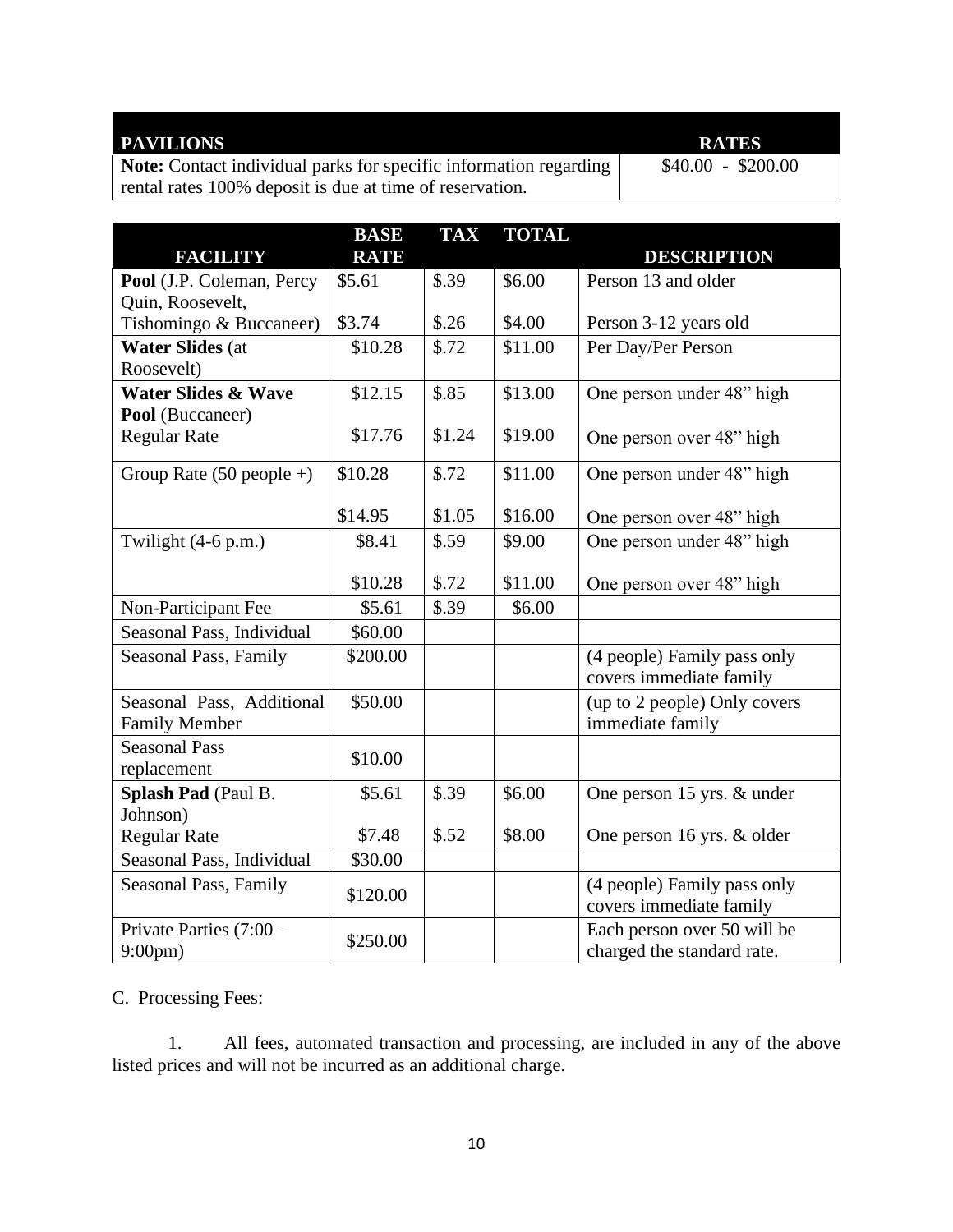| PAVILIONS | RATES |
|---|---|
| **Note:** Contact individual parks for specific information regarding rental rates 100% deposit is due at time of reservation. | $40.00 - $200.00 |

| FACILITY | BASE RATE | TAX | TOTAL | DESCRIPTION |
|---|---|---|---|---|
| **Pool** (J.P. Coleman, Percy Quin, Roosevelt, Tishomingo & Buccaneer) | $5.61<br>$3.74 | $.39<br>$.26 | $6.00<br>$4.00 | Person 13 and older<br>Person 3-12 years old |
| **Water Slides** (at Roosevelt) | $10.28 | $.72 | $11.00 | Per Day/Per Person |
| **Water Slides & Wave Pool** (Buccaneer)<br>Regular Rate | $12.15<br>$17.76 | $.85<br>$1.24 | $13.00<br>$19.00 | One person under 48" high<br>One person over 48" high |
| Group Rate (50 people +) | $10.28<br>$14.95 | $.72<br>$1.05 | $11.00<br>$16.00 | One person under 48" high<br>One person over 48" high |
| Twilight (4-6 p.m.) | $8.41<br>$10.28 | $.59<br>$.72 | $9.00<br>$11.00 | One person under 48" high<br>One person over 48" high |
| Non-Participant Fee | $5.61 | $.39 | $6.00 | |
| Seasonal Pass, Individual | $60.00 | | | |
| Seasonal Pass, Family | $200.00 | | | (4 people) Family pass only covers immediate family |
| Seasonal Pass, Additional Family Member | $50.00 | | | (up to 2 people) Only covers immediate family |
| Seasonal Pass replacement | $10.00 | | | |
| **Splash Pad** (Paul B. Johnson)<br>Regular Rate | $5.61<br>$7.48 | $.39<br>$.52 | $6.00<br>$8.00 | One person 15 yrs. & under<br>One person 16 yrs. & older |
| Seasonal Pass, Individual | $30.00 | | | |
| Seasonal Pass, Family | $120.00 | | | (4 people) Family pass only covers immediate family |
| Private Parties (7:00 – 9:00pm) | $250.00 | | | Each person over 50 will be charged the standard rate. |

C. Processing Fees:

1. All fees, automated transaction and processing, are included in any of the above listed prices and will not be incurred as an additional charge.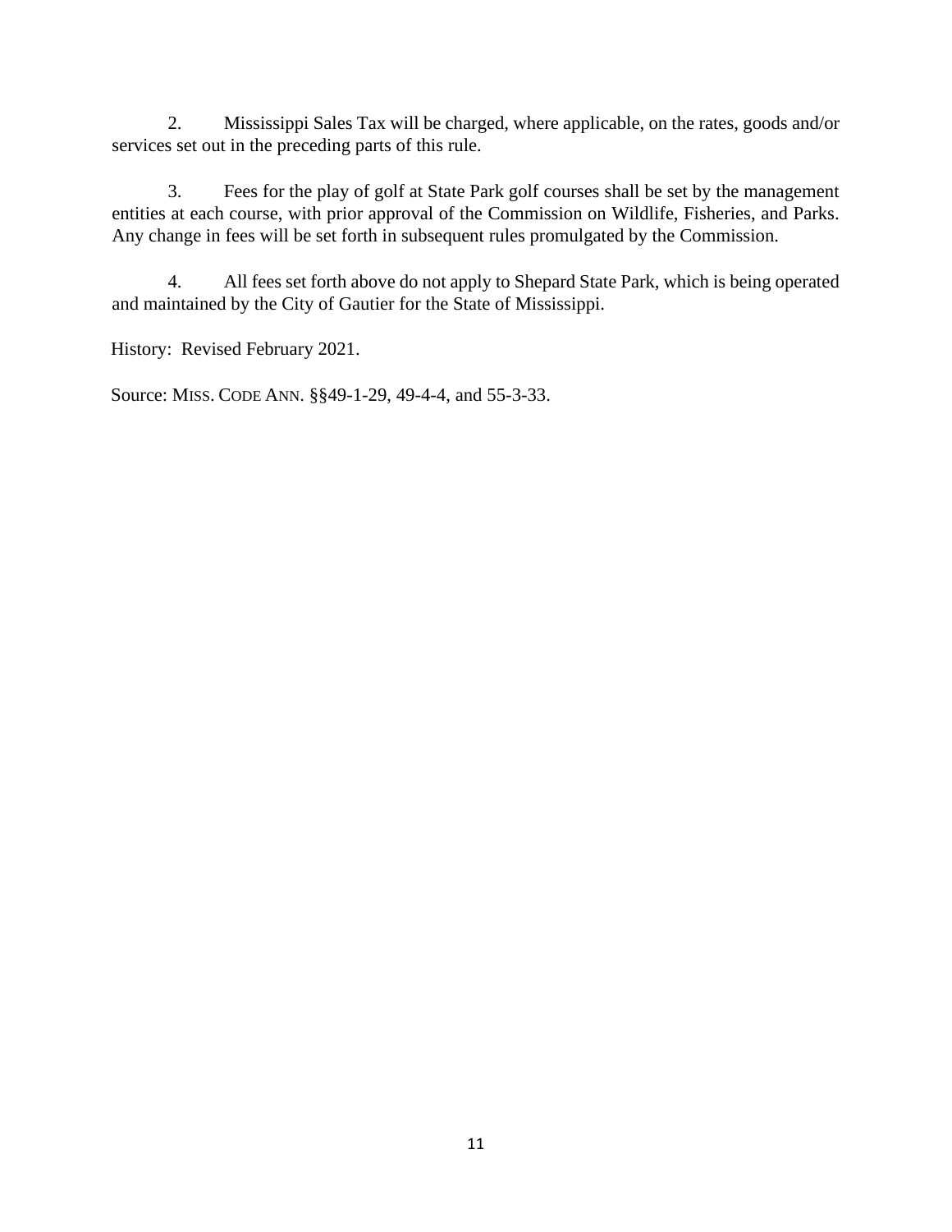2. Mississippi Sales Tax will be charged, where applicable, on the rates, goods and/or services set out in the preceding parts of this rule.

3. Fees for the play of golf at State Park golf courses shall be set by the management entities at each course, with prior approval of the Commission on Wildlife, Fisheries, and Parks. Any change in fees will be set forth in subsequent rules promulgated by the Commission.

4. All fees set forth above do not apply to Shepard State Park, which is being operated and maintained by the City of Gautier for the State of Mississippi.

History: Revised February 2021.

Source: MISS. CODE ANN. §§49-1-29, 49-4-4, and 55-3-33.